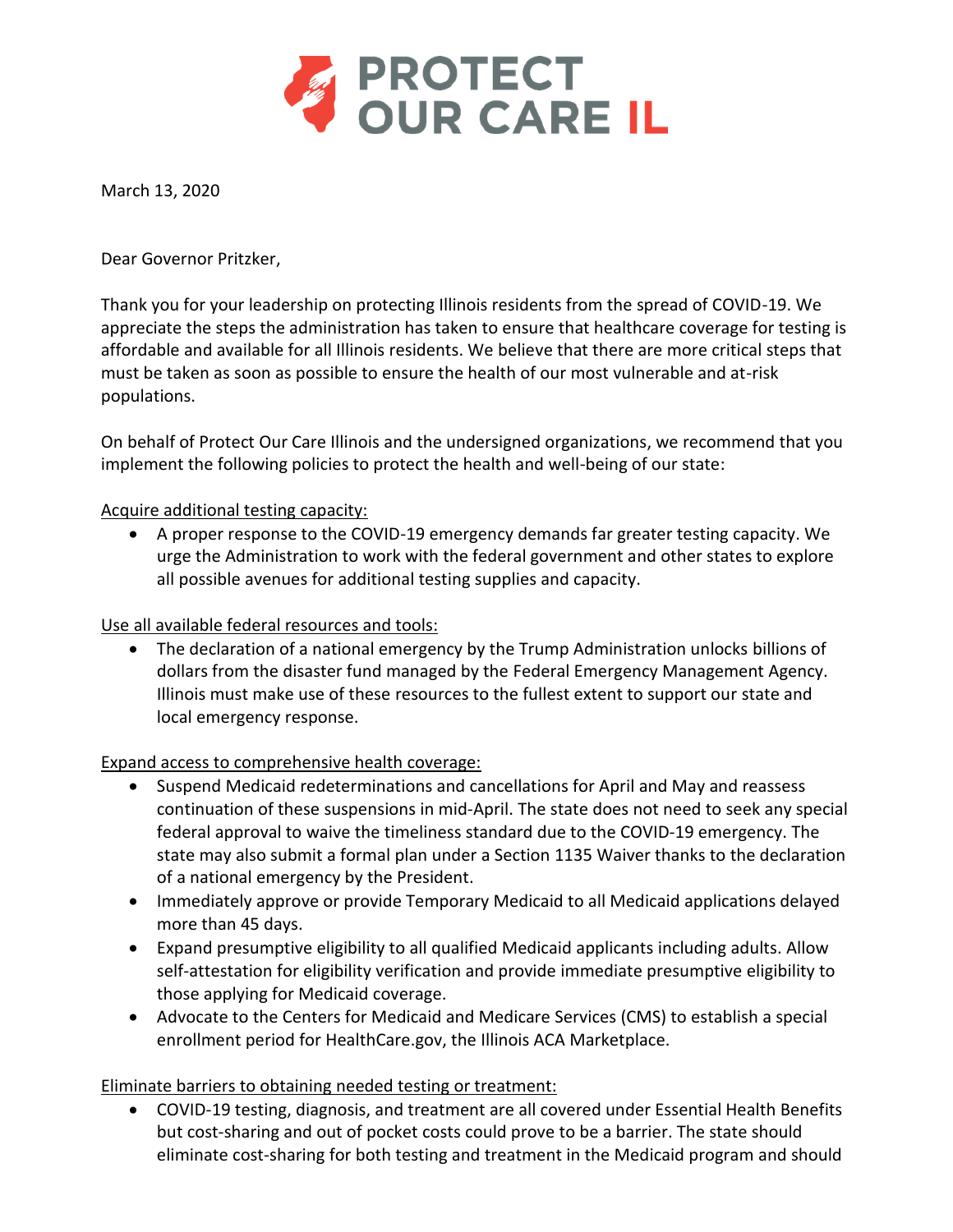PROTECT OUR CARE IL

March 13, 2020

Dear Governor Pritzker,

Thank you for your leadership on protecting Illinois residents from the spread of COVID-19. We appreciate the steps the administration has taken to ensure that healthcare coverage for testing is affordable and available for all Illinois residents. We believe that there are more critical steps that must be taken as soon as possible to ensure the health of our most vulnerable and at-risk populations.

On behalf of Protect Our Care Illinois and the undersigned organizations, we recommend that you implement the following policies to protect the health and well-being of our state:

<u>Acquire additional testing capacity:</u>

- A proper response to the COVID-19 emergency demands far greater testing capacity. We urge the Administration to work with the federal government and other states to explore all possible avenues for additional testing supplies and capacity.

<u>Use all available federal resources and tools:</u>

- The declaration of a national emergency by the Trump Administration unlocks billions of dollars from the disaster fund managed by the Federal Emergency Management Agency. Illinois must make use of these resources to the fullest extent to support our state and local emergency response.

<u>Expand access to comprehensive health coverage:</u>

- Suspend Medicaid redeterminations and cancellations for April and May and reassess continuation of these suspensions in mid-April. The state does not need to seek any special federal approval to waive the timeliness standard due to the COVID-19 emergency. The state may also submit a formal plan under a Section 1135 Waiver thanks to the declaration of a national emergency by the President.
- Immediately approve or provide Temporary Medicaid to all Medicaid applications delayed more than 45 days.
- Expand presumptive eligibility to all qualified Medicaid applicants including adults. Allow self-attestation for eligibility verification and provide immediate presumptive eligibility to those applying for Medicaid coverage.
- Advocate to the Centers for Medicaid and Medicare Services (CMS) to establish a special enrollment period for HealthCare.gov, the Illinois ACA Marketplace.

<u>Eliminate barriers to obtaining needed testing or treatment:</u>

- COVID-19 testing, diagnosis, and treatment are all covered under Essential Health Benefits but cost-sharing and out of pocket costs could prove to be a barrier. The state should eliminate cost-sharing for both testing and treatment in the Medicaid program and should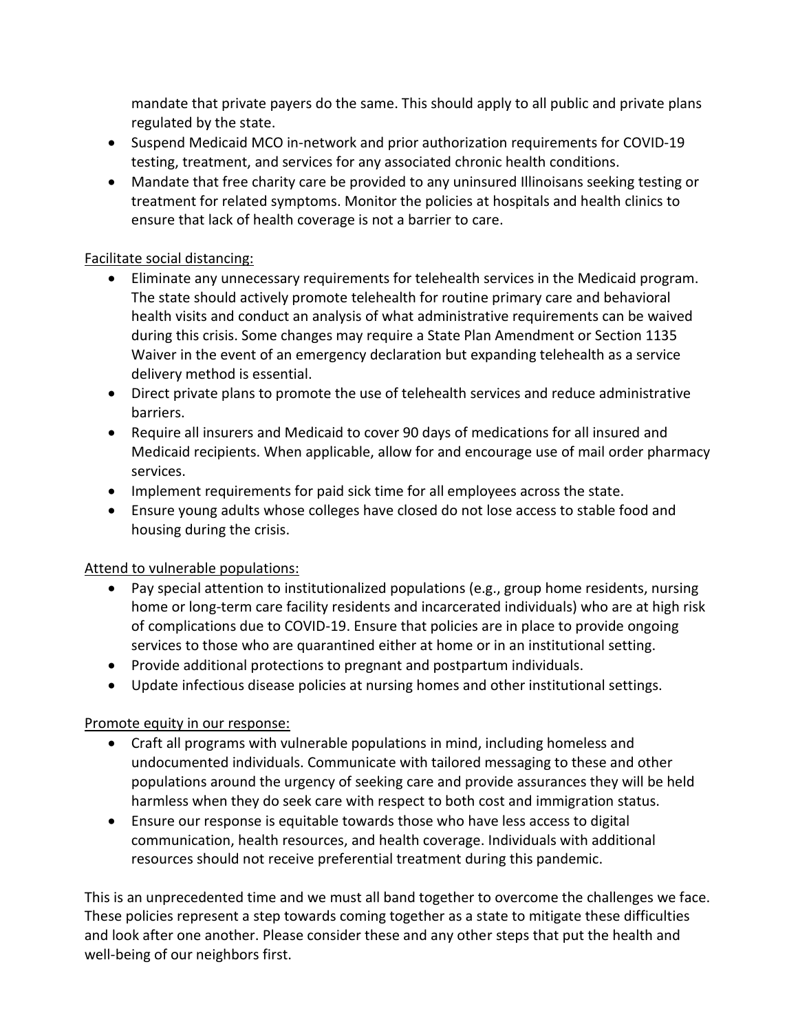mandate that private payers do the same. This should apply to all public and private plans regulated by the state.

- Suspend Medicaid MCO in-network and prior authorization requirements for COVID-19 testing, treatment, and services for any associated chronic health conditions.
- Mandate that free charity care be provided to any uninsured Illinoisans seeking testing or treatment for related symptoms. Monitor the policies at hospitals and health clinics to ensure that lack of health coverage is not a barrier to care.

<u>Facilitate social distancing:</u>

- Eliminate any unnecessary requirements for telehealth services in the Medicaid program. The state should actively promote telehealth for routine primary care and behavioral health visits and conduct an analysis of what administrative requirements can be waived during this crisis. Some changes may require a State Plan Amendment or Section 1135 Waiver in the event of an emergency declaration but expanding telehealth as a service delivery method is essential.
- Direct private plans to promote the use of telehealth services and reduce administrative barriers.
- Require all insurers and Medicaid to cover 90 days of medications for all insured and Medicaid recipients. When applicable, allow for and encourage use of mail order pharmacy services.
- Implement requirements for paid sick time for all employees across the state.
- Ensure young adults whose colleges have closed do not lose access to stable food and housing during the crisis.

<u>Attend to vulnerable populations:</u>

- Pay special attention to institutionalized populations (e.g., group home residents, nursing home or long-term care facility residents and incarcerated individuals) who are at high risk of complications due to COVID-19. Ensure that policies are in place to provide ongoing services to those who are quarantined either at home or in an institutional setting.
- Provide additional protections to pregnant and postpartum individuals.
- Update infectious disease policies at nursing homes and other institutional settings.

<u>Promote equity in our response:</u>

- Craft all programs with vulnerable populations in mind, including homeless and undocumented individuals. Communicate with tailored messaging to these and other populations around the urgency of seeking care and provide assurances they will be held harmless when they do seek care with respect to both cost and immigration status.
- Ensure our response is equitable towards those who have less access to digital communication, health resources, and health coverage. Individuals with additional resources should not receive preferential treatment during this pandemic.

This is an unprecedented time and we must all band together to overcome the challenges we face. These policies represent a step towards coming together as a state to mitigate these difficulties and look after one another. Please consider these and any other steps that put the health and well-being of our neighbors first.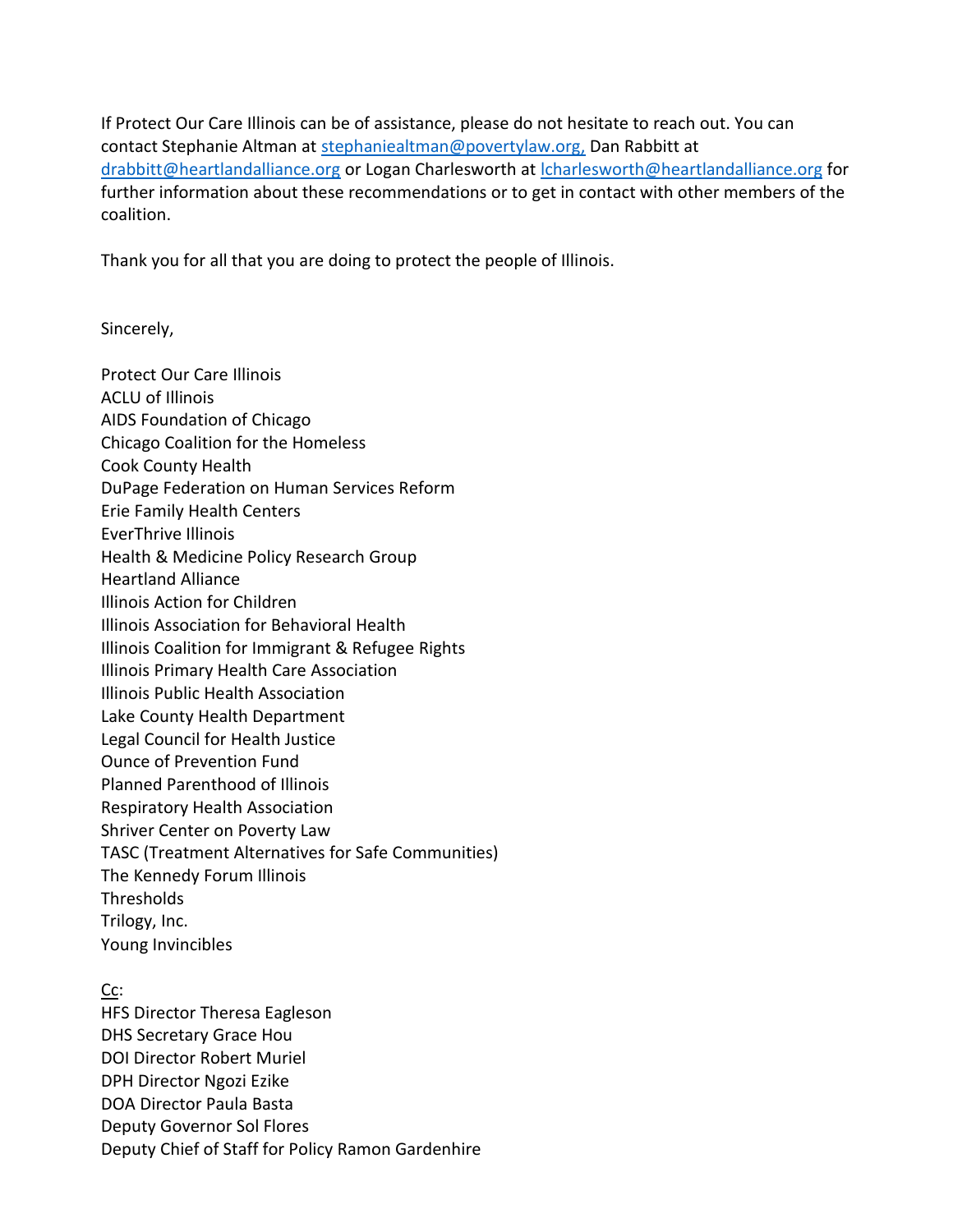If Protect Our Care Illinois can be of assistance, please do not hesitate to reach out. You can contact Stephanie Altman at stephaniealtman@povertylaw.org, Dan Rabbitt at drabbitt@heartlandalliance.org or Logan Charlesworth at lcharlesworth@heartlandalliance.org for further information about these recommendations or to get in contact with other members of the coalition.

Thank you for all that you are doing to protect the people of Illinois.

Sincerely,

Protect Our Care Illinois
ACLU of Illinois
AIDS Foundation of Chicago
Chicago Coalition for the Homeless
Cook County Health
DuPage Federation on Human Services Reform
Erie Family Health Centers
EverThrive Illinois
Health & Medicine Policy Research Group
Heartland Alliance
Illinois Action for Children
Illinois Association for Behavioral Health
Illinois Coalition for Immigrant & Refugee Rights
Illinois Primary Health Care Association
Illinois Public Health Association
Lake County Health Department
Legal Council for Health Justice
Ounce of Prevention Fund
Planned Parenthood of Illinois
Respiratory Health Association
Shriver Center on Poverty Law
TASC (Treatment Alternatives for Safe Communities)
The Kennedy Forum Illinois
Thresholds
Trilogy, Inc.
Young Invincibles

Cc:
HFS Director Theresa Eagleson
DHS Secretary Grace Hou
DOI Director Robert Muriel
DPH Director Ngozi Ezike
DOA Director Paula Basta
Deputy Governor Sol Flores
Deputy Chief of Staff for Policy Ramon Gardenhire